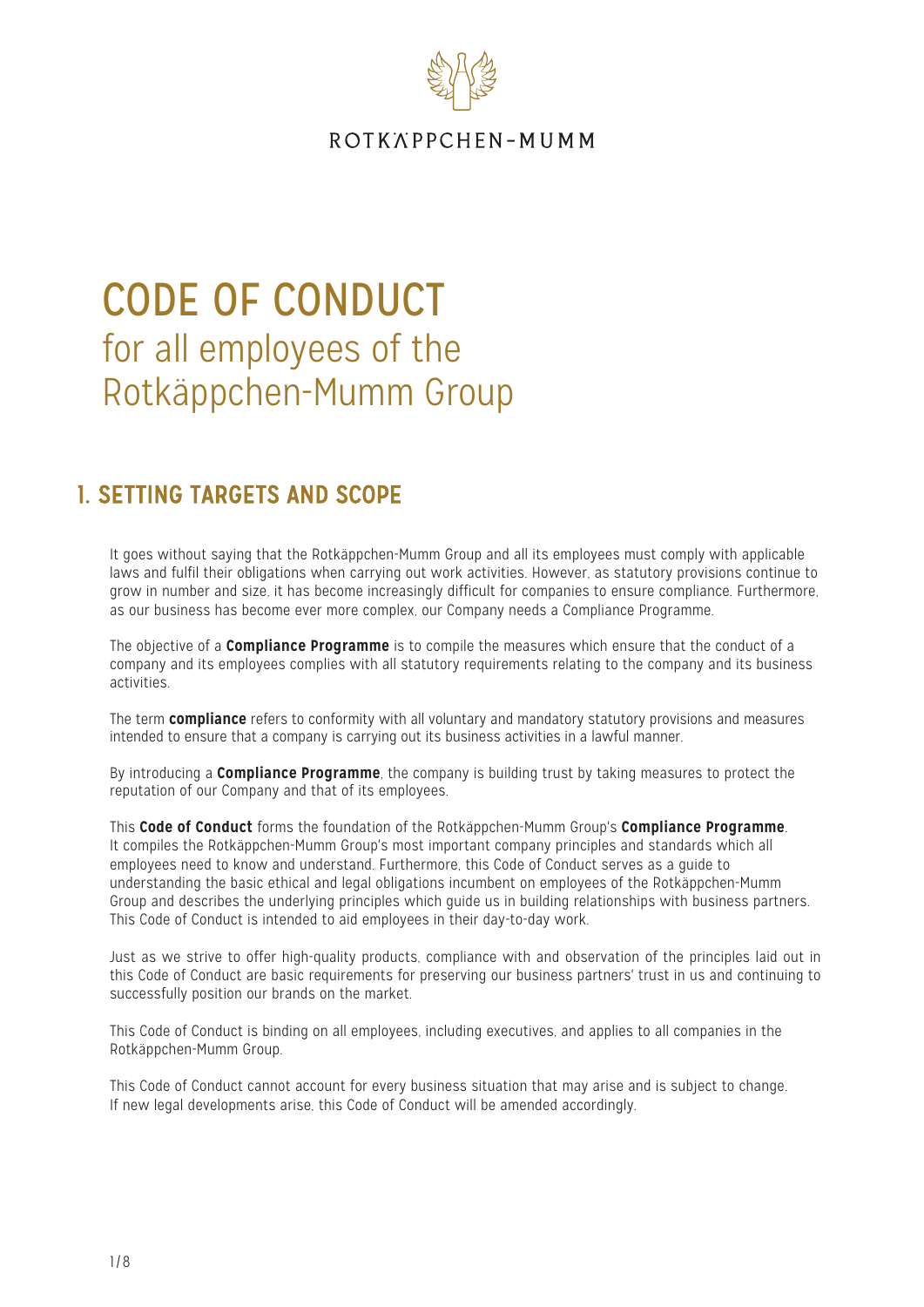ROTKÄPPCHEN-MUMM

# CODE OF CONDUCT
for all employees of the Rotkäppchen-Mumm Group

## 1. SETTING TARGETS AND SCOPE

It goes without saying that the Rotkäppchen-Mumm Group and all its employees must comply with applicable laws and fulfil their obligations when carrying out work activities. However, as statutory provisions continue to grow in number and size, it has become increasingly difficult for companies to ensure compliance. Furthermore, as our business has become ever more complex, our Company needs a Compliance Programme.

The objective of a **Compliance Programme** is to compile the measures which ensure that the conduct of a company and its employees complies with all statutory requirements relating to the company and its business activities.

The term **compliance** refers to conformity with all voluntary and mandatory statutory provisions and measures intended to ensure that a company is carrying out its business activities in a lawful manner.

By introducing a **Compliance Programme**, the company is building trust by taking measures to protect the reputation of our Company and that of its employees.

This **Code of Conduct** forms the foundation of the Rotkäppchen-Mumm Group's **Compliance Programme**. It compiles the Rotkäppchen-Mumm Group's most important company principles and standards which all employees need to know and understand. Furthermore, this Code of Conduct serves as a guide to understanding the basic ethical and legal obligations incumbent on employees of the Rotkäppchen-Mumm Group and describes the underlying principles which guide us in building relationships with business partners. This Code of Conduct is intended to aid employees in their day-to-day work.

Just as we strive to offer high-quality products, compliance with and observation of the principles laid out in this Code of Conduct are basic requirements for preserving our business partners' trust in us and continuing to successfully position our brands on the market.

This Code of Conduct is binding on all employees, including executives, and applies to all companies in the Rotkäppchen-Mumm Group.

This Code of Conduct cannot account for every business situation that may arise and is subject to change. If new legal developments arise, this Code of Conduct will be amended accordingly.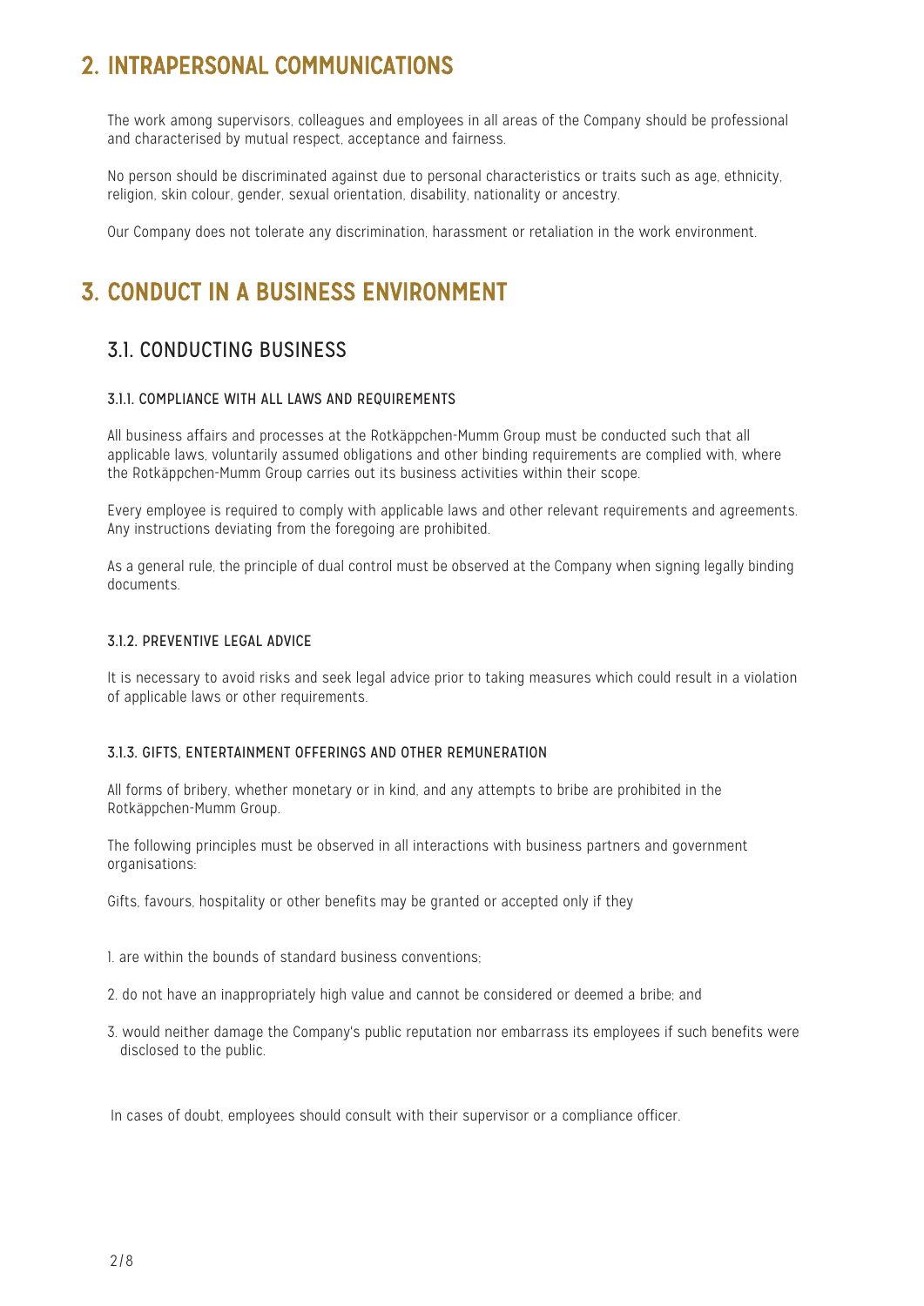# 2. INTRAPERSONAL COMMUNICATIONS

The work among supervisors, colleagues and employees in all areas of the Company should be professional and characterised by mutual respect, acceptance and fairness.

No person should be discriminated against due to personal characteristics or traits such as age, ethnicity, religion, skin colour, gender, sexual orientation, disability, nationality or ancestry.

Our Company does not tolerate any discrimination, harassment or retaliation in the work environment.

# 3. CONDUCT IN A BUSINESS ENVIRONMENT

## 3.1. CONDUCTING BUSINESS

### 3.1.1. COMPLIANCE WITH ALL LAWS AND REQUIREMENTS

All business affairs and processes at the Rotkäppchen-Mumm Group must be conducted such that all applicable laws, voluntarily assumed obligations and other binding requirements are complied with, where the Rotkäppchen-Mumm Group carries out its business activities within their scope.

Every employee is required to comply with applicable laws and other relevant requirements and agreements. Any instructions deviating from the foregoing are prohibited.

As a general rule, the principle of dual control must be observed at the Company when signing legally binding documents.

### 3.1.2. PREVENTIVE LEGAL ADVICE

It is necessary to avoid risks and seek legal advice prior to taking measures which could result in a violation of applicable laws or other requirements.

### 3.1.3. GIFTS, ENTERTAINMENT OFFERINGS AND OTHER REMUNERATION

All forms of bribery, whether monetary or in kind, and any attempts to bribe are prohibited in the Rotkäppchen-Mumm Group.

The following principles must be observed in all interactions with business partners and government organisations:

Gifts, favours, hospitality or other benefits may be granted or accepted only if they

1. are within the bounds of standard business conventions;
2. do not have an inappropriately high value and cannot be considered or deemed a bribe; and
3. would neither damage the Company's public reputation nor embarrass its employees if such benefits were disclosed to the public.

In cases of doubt, employees should consult with their supervisor or a compliance officer.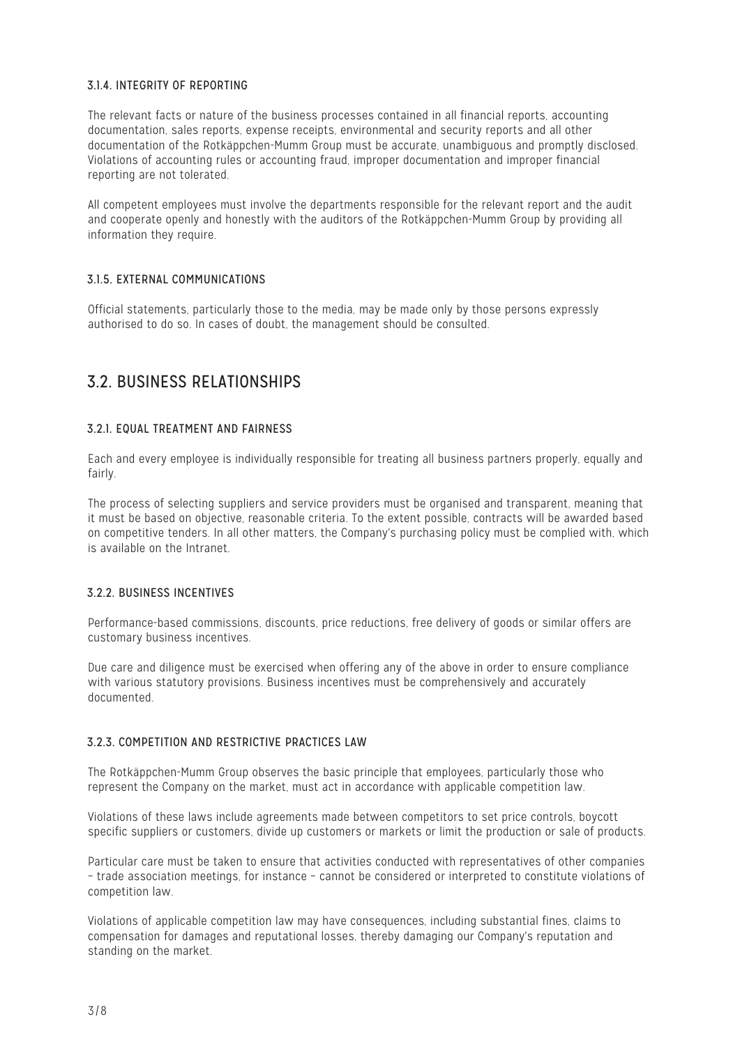#### 3.1.4. INTEGRITY OF REPORTING

The relevant facts or nature of the business processes contained in all financial reports, accounting documentation, sales reports, expense receipts, environmental and security reports and all other documentation of the Rotkäppchen-Mumm Group must be accurate, unambiguous and promptly disclosed. Violations of accounting rules or accounting fraud, improper documentation and improper financial reporting are not tolerated.

All competent employees must involve the departments responsible for the relevant report and the audit and cooperate openly and honestly with the auditors of the Rotkäppchen-Mumm Group by providing all information they require.

#### 3.1.5. EXTERNAL COMMUNICATIONS

Official statements, particularly those to the media, may be made only by those persons expressly authorised to do so. In cases of doubt, the management should be consulted.

## 3.2. BUSINESS RELATIONSHIPS

#### 3.2.1. EQUAL TREATMENT AND FAIRNESS

Each and every employee is individually responsible for treating all business partners properly, equally and fairly.

The process of selecting suppliers and service providers must be organised and transparent, meaning that it must be based on objective, reasonable criteria. To the extent possible, contracts will be awarded based on competitive tenders. In all other matters, the Company's purchasing policy must be complied with, which is available on the Intranet.

#### 3.2.2. BUSINESS INCENTIVES

Performance-based commissions, discounts, price reductions, free delivery of goods or similar offers are customary business incentives.

Due care and diligence must be exercised when offering any of the above in order to ensure compliance with various statutory provisions. Business incentives must be comprehensively and accurately documented.

#### 3.2.3. COMPETITION AND RESTRICTIVE PRACTICES LAW

The Rotkäppchen-Mumm Group observes the basic principle that employees, particularly those who represent the Company on the market, must act in accordance with applicable competition law.

Violations of these laws include agreements made between competitors to set price controls, boycott specific suppliers or customers, divide up customers or markets or limit the production or sale of products.

Particular care must be taken to ensure that activities conducted with representatives of other companies – trade association meetings, for instance – cannot be considered or interpreted to constitute violations of competition law.

Violations of applicable competition law may have consequences, including substantial fines, claims to compensation for damages and reputational losses, thereby damaging our Company's reputation and standing on the market.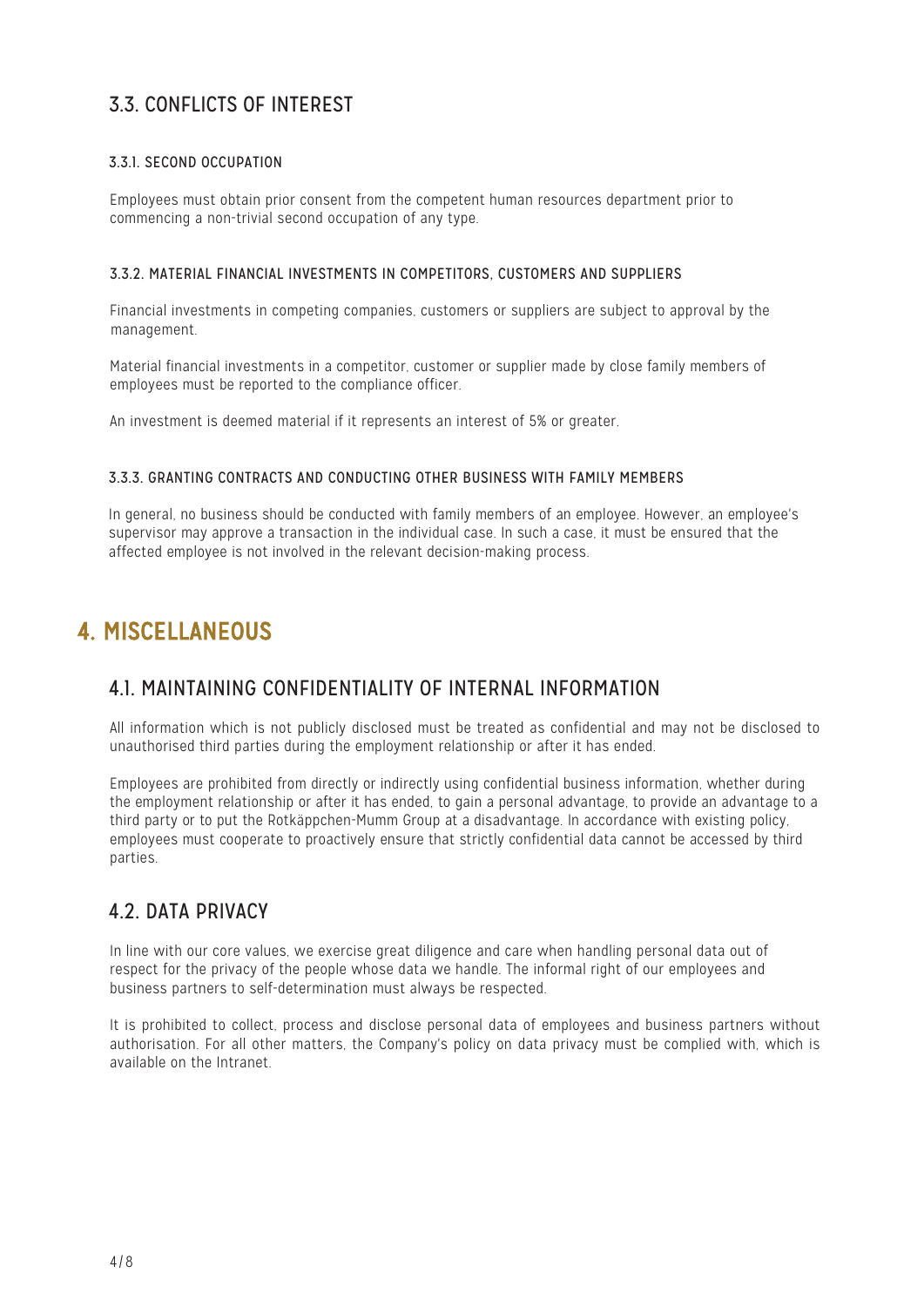## 3.3. CONFLICTS OF INTEREST

### 3.3.1. SECOND OCCUPATION

Employees must obtain prior consent from the competent human resources department prior to commencing a non-trivial second occupation of any type.

### 3.3.2. MATERIAL FINANCIAL INVESTMENTS IN COMPETITORS, CUSTOMERS AND SUPPLIERS

Financial investments in competing companies, customers or suppliers are subject to approval by the management.

Material financial investments in a competitor, customer or supplier made by close family members of employees must be reported to the compliance officer.

An investment is deemed material if it represents an interest of 5% or greater.

### 3.3.3. GRANTING CONTRACTS AND CONDUCTING OTHER BUSINESS WITH FAMILY MEMBERS

In general, no business should be conducted with family members of an employee. However, an employee's supervisor may approve a transaction in the individual case. In such a case, it must be ensured that the affected employee is not involved in the relevant decision-making process.

# 4. MISCELLANEOUS

## 4.1. MAINTAINING CONFIDENTIALITY OF INTERNAL INFORMATION

All information which is not publicly disclosed must be treated as confidential and may not be disclosed to unauthorised third parties during the employment relationship or after it has ended.

Employees are prohibited from directly or indirectly using confidential business information, whether during the employment relationship or after it has ended, to gain a personal advantage, to provide an advantage to a third party or to put the Rotkäppchen-Mumm Group at a disadvantage. In accordance with existing policy, employees must cooperate to proactively ensure that strictly confidential data cannot be accessed by third parties.

## 4.2. DATA PRIVACY

In line with our core values, we exercise great diligence and care when handling personal data out of respect for the privacy of the people whose data we handle. The informal right of our employees and business partners to self-determination must always be respected.

It is prohibited to collect, process and disclose personal data of employees and business partners without authorisation. For all other matters, the Company's policy on data privacy must be complied with, which is available on the Intranet.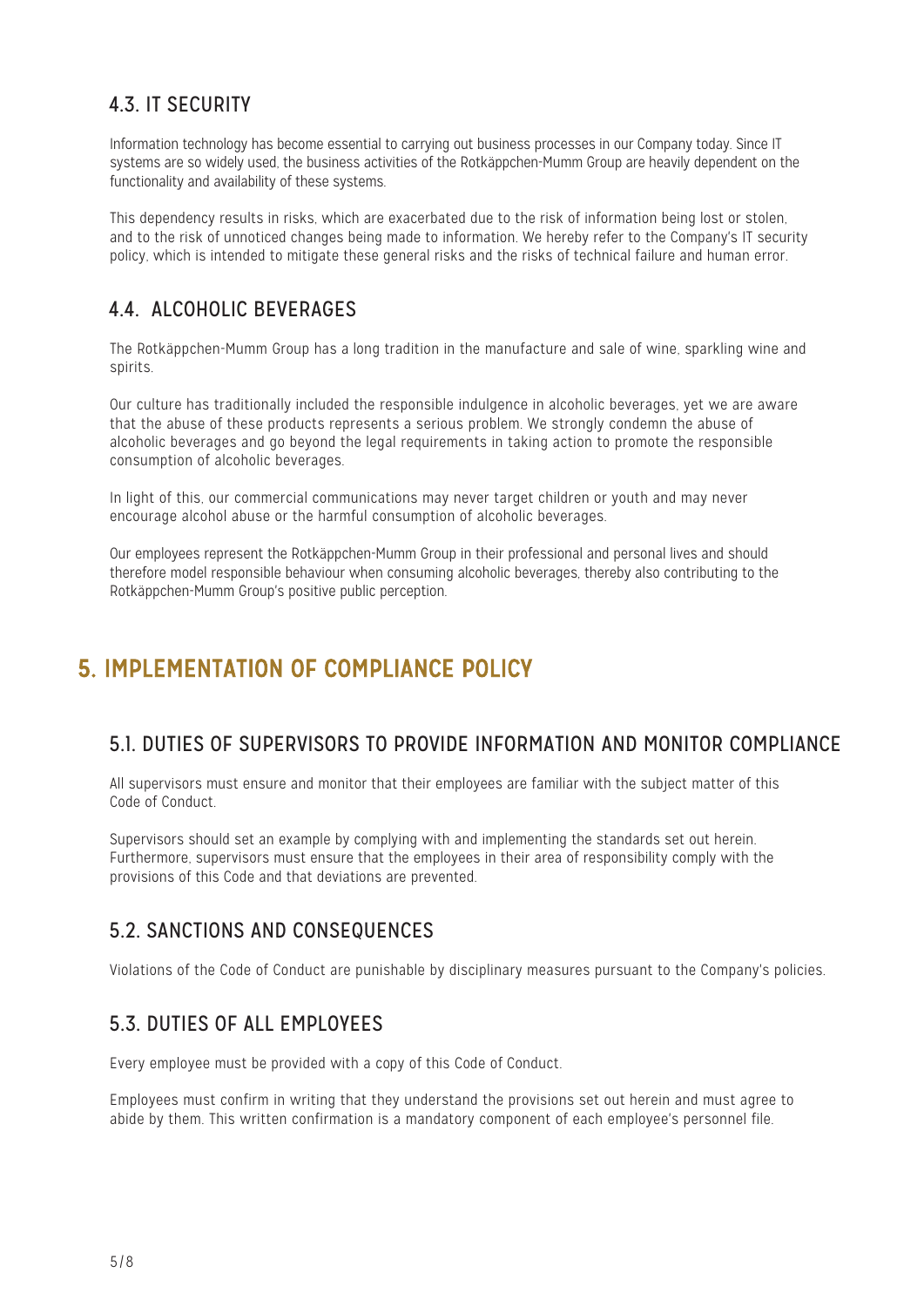### 4.3. IT SECURITY

Information technology has become essential to carrying out business processes in our Company today. Since IT systems are so widely used, the business activities of the Rotkäppchen-Mumm Group are heavily dependent on the functionality and availability of these systems.

This dependency results in risks, which are exacerbated due to the risk of information being lost or stolen, and to the risk of unnoticed changes being made to information. We hereby refer to the Company's IT security policy, which is intended to mitigate these general risks and the risks of technical failure and human error.

### 4.4. ALCOHOLIC BEVERAGES

The Rotkäppchen-Mumm Group has a long tradition in the manufacture and sale of wine, sparkling wine and spirits.

Our culture has traditionally included the responsible indulgence in alcoholic beverages, yet we are aware that the abuse of these products represents a serious problem. We strongly condemn the abuse of alcoholic beverages and go beyond the legal requirements in taking action to promote the responsible consumption of alcoholic beverages.

In light of this, our commercial communications may never target children or youth and may never encourage alcohol abuse or the harmful consumption of alcoholic beverages.

Our employees represent the Rotkäppchen-Mumm Group in their professional and personal lives and should therefore model responsible behaviour when consuming alcoholic beverages, thereby also contributing to the Rotkäppchen-Mumm Group's positive public perception.

## 5. IMPLEMENTATION OF COMPLIANCE POLICY

### 5.1. DUTIES OF SUPERVISORS TO PROVIDE INFORMATION AND MONITOR COMPLIANCE

All supervisors must ensure and monitor that their employees are familiar with the subject matter of this Code of Conduct.

Supervisors should set an example by complying with and implementing the standards set out herein. Furthermore, supervisors must ensure that the employees in their area of responsibility comply with the provisions of this Code and that deviations are prevented.

### 5.2. SANCTIONS AND CONSEQUENCES

Violations of the Code of Conduct are punishable by disciplinary measures pursuant to the Company's policies.

### 5.3. DUTIES OF ALL EMPLOYEES

Every employee must be provided with a copy of this Code of Conduct.

Employees must confirm in writing that they understand the provisions set out herein and must agree to abide by them. This written confirmation is a mandatory component of each employee's personnel file.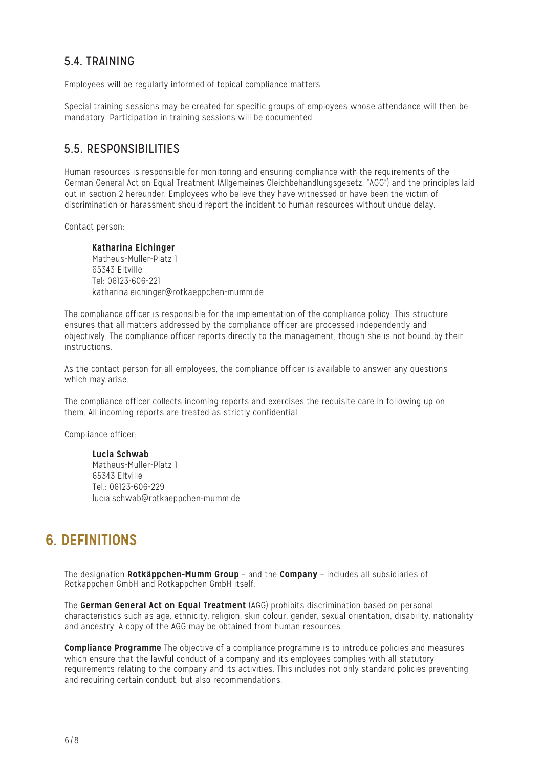## 5.4. TRAINING

Employees will be regularly informed of topical compliance matters.

Special training sessions may be created for specific groups of employees whose attendance will then be mandatory. Participation in training sessions will be documented.

## 5.5. RESPONSIBILITIES

Human resources is responsible for monitoring and ensuring compliance with the requirements of the German General Act on Equal Treatment (Allgemeines Gleichbehandlungsgesetz, "AGG") and the principles laid out in section 2 hereunder. Employees who believe they have witnessed or have been the victim of discrimination or harassment should report the incident to human resources without undue delay.

Contact person:

**Katharina Eichinger**
Matheus-Müller-Platz 1
65343 Eltville
Tel: 06123-606-221
katharina.eichinger@rotkaeppchen-mumm.de

The compliance officer is responsible for the implementation of the compliance policy. This structure ensures that all matters addressed by the compliance officer are processed independently and objectively. The compliance officer reports directly to the management, though she is not bound by their instructions.

As the contact person for all employees, the compliance officer is available to answer any questions which may arise.

The compliance officer collects incoming reports and exercises the requisite care in following up on them. All incoming reports are treated as strictly confidential.

Compliance officer:

**Lucia Schwab**
Matheus-Müller-Platz 1
65343 Eltville
Tel.: 06123-606-229
lucia.schwab@rotkaeppchen-mumm.de

# 6. DEFINITIONS

The designation **Rotkäppchen-Mumm Group** – and the **Company** – includes all subsidiaries of Rotkäppchen GmbH and Rotkäppchen GmbH itself.

The **German General Act on Equal Treatment** (AGG) prohibits discrimination based on personal characteristics such as age, ethnicity, religion, skin colour, gender, sexual orientation, disability, nationality and ancestry. A copy of the AGG may be obtained from human resources.

**Compliance Programme** The objective of a compliance programme is to introduce policies and measures which ensure that the lawful conduct of a company and its employees complies with all statutory requirements relating to the company and its activities. This includes not only standard policies preventing and requiring certain conduct, but also recommendations.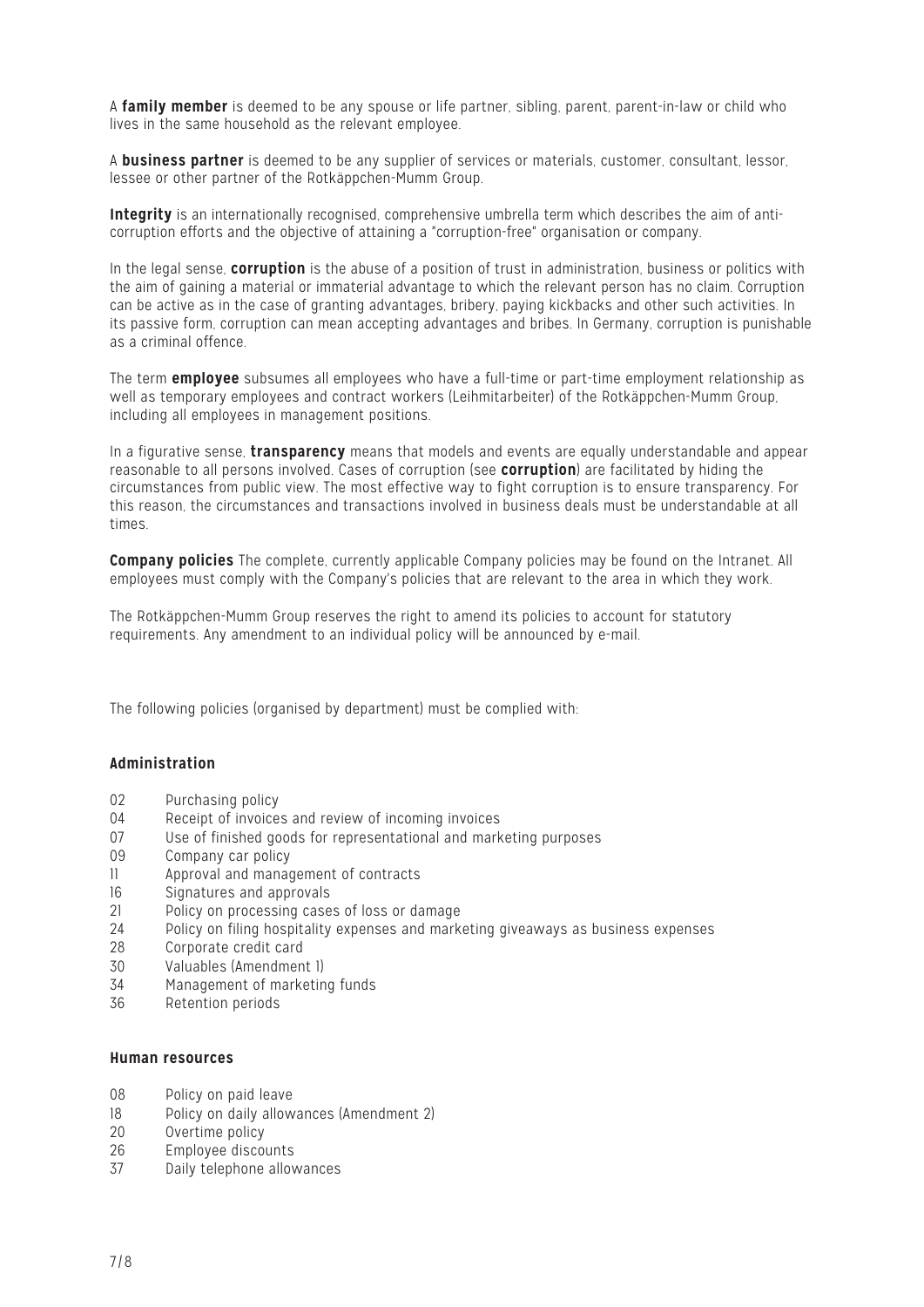A **family member** is deemed to be any spouse or life partner, sibling, parent, parent-in-law or child who lives in the same household as the relevant employee.

A **business partner** is deemed to be any supplier of services or materials, customer, consultant, lessor, lessee or other partner of the Rotkäppchen-Mumm Group.

**Integrity** is an internationally recognised, comprehensive umbrella term which describes the aim of anti-corruption efforts and the objective of attaining a "corruption-free" organisation or company.

In the legal sense, **corruption** is the abuse of a position of trust in administration, business or politics with the aim of gaining a material or immaterial advantage to which the relevant person has no claim. Corruption can be active as in the case of granting advantages, bribery, paying kickbacks and other such activities. In its passive form, corruption can mean accepting advantages and bribes. In Germany, corruption is punishable as a criminal offence.

The term **employee** subsumes all employees who have a full-time or part-time employment relationship as well as temporary employees and contract workers (Leihmitarbeiter) of the Rotkäppchen-Mumm Group, including all employees in management positions.

In a figurative sense, **transparency** means that models and events are equally understandable and appear reasonable to all persons involved. Cases of corruption (see **corruption**) are facilitated by hiding the circumstances from public view. The most effective way to fight corruption is to ensure transparency. For this reason, the circumstances and transactions involved in business deals must be understandable at all times.

**Company policies** The complete, currently applicable Company policies may be found on the Intranet. All employees must comply with the Company's policies that are relevant to the area in which they work.

The Rotkäppchen-Mumm Group reserves the right to amend its policies to account for statutory requirements. Any amendment to an individual policy will be announced by e-mail.

The following policies (organised by department) must be complied with:

**Administration**

- 02 Purchasing policy
- 04 Receipt of invoices and review of incoming invoices
- 07 Use of finished goods for representational and marketing purposes
- 09 Company car policy
- 11 Approval and management of contracts
- 16 Signatures and approvals
- 21 Policy on processing cases of loss or damage
- 24 Policy on filing hospitality expenses and marketing giveaways as business expenses
- 28 Corporate credit card
- 30 Valuables (Amendment 1)
- 34 Management of marketing funds
- 36 Retention periods

**Human resources**

- 08 Policy on paid leave
- 18 Policy on daily allowances (Amendment 2)
- 20 Overtime policy
- 26 Employee discounts
- 37 Daily telephone allowances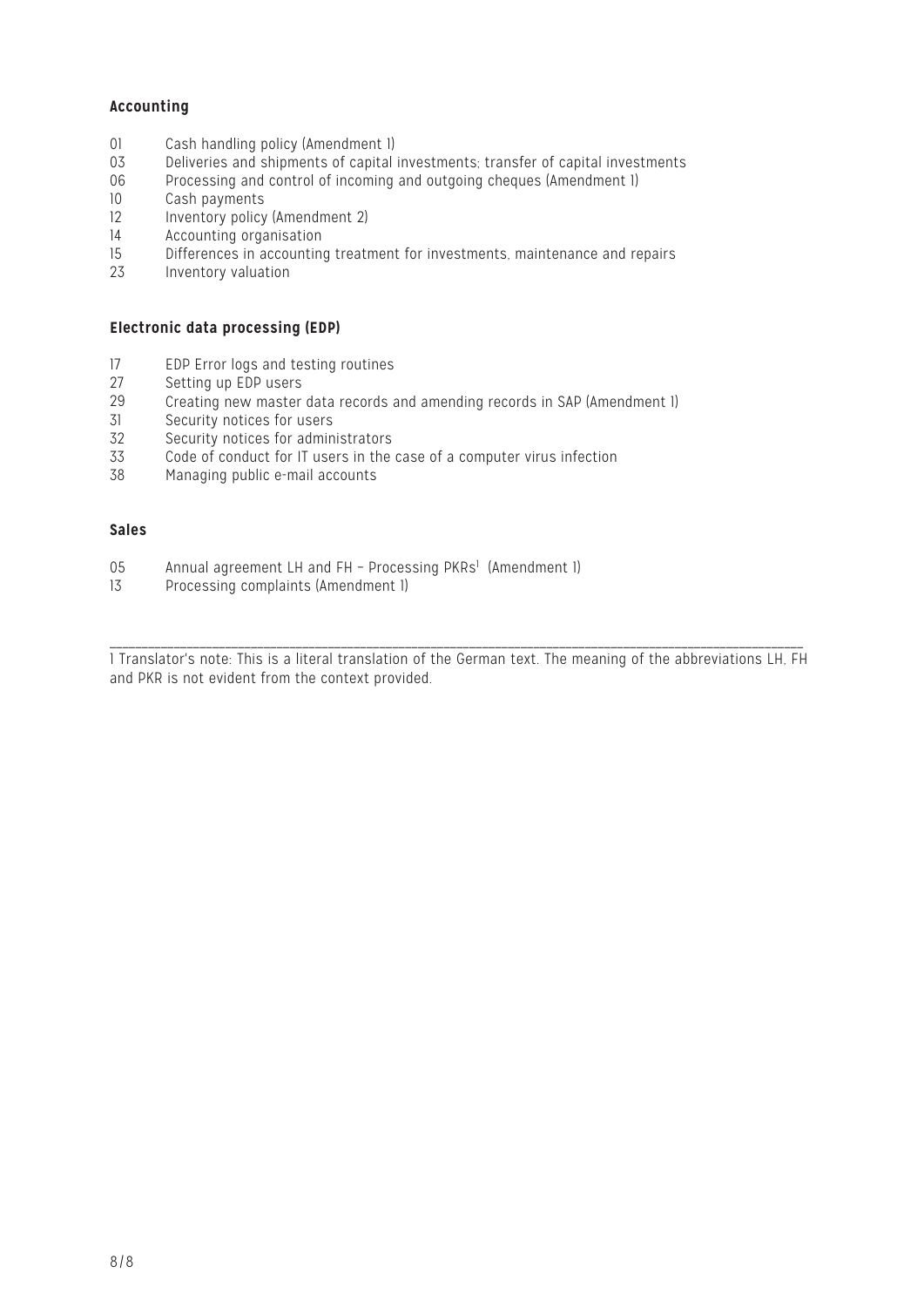### Accounting

01 Cash handling policy (Amendment 1)
03 Deliveries and shipments of capital investments; transfer of capital investments
06 Processing and control of incoming and outgoing cheques (Amendment 1)
10 Cash payments
12 Inventory policy (Amendment 2)
14 Accounting organisation
15 Differences in accounting treatment for investments, maintenance and repairs
23 Inventory valuation

### Electronic data processing (EDP)

17 EDP Error logs and testing routines
27 Setting up EDP users
29 Creating new master data records and amending records in SAP (Amendment 1)
31 Security notices for users
32 Security notices for administrators
33 Code of conduct for IT users in the case of a computer virus infection
38 Managing public e-mail accounts

### Sales

05 Annual agreement LH and FH – Processing PKRs[1] (Amendment 1)
13 Processing complaints (Amendment 1)

---

1 Translator's note: This is a literal translation of the German text. The meaning of the abbreviations LH, FH and PKR is not evident from the context provided.